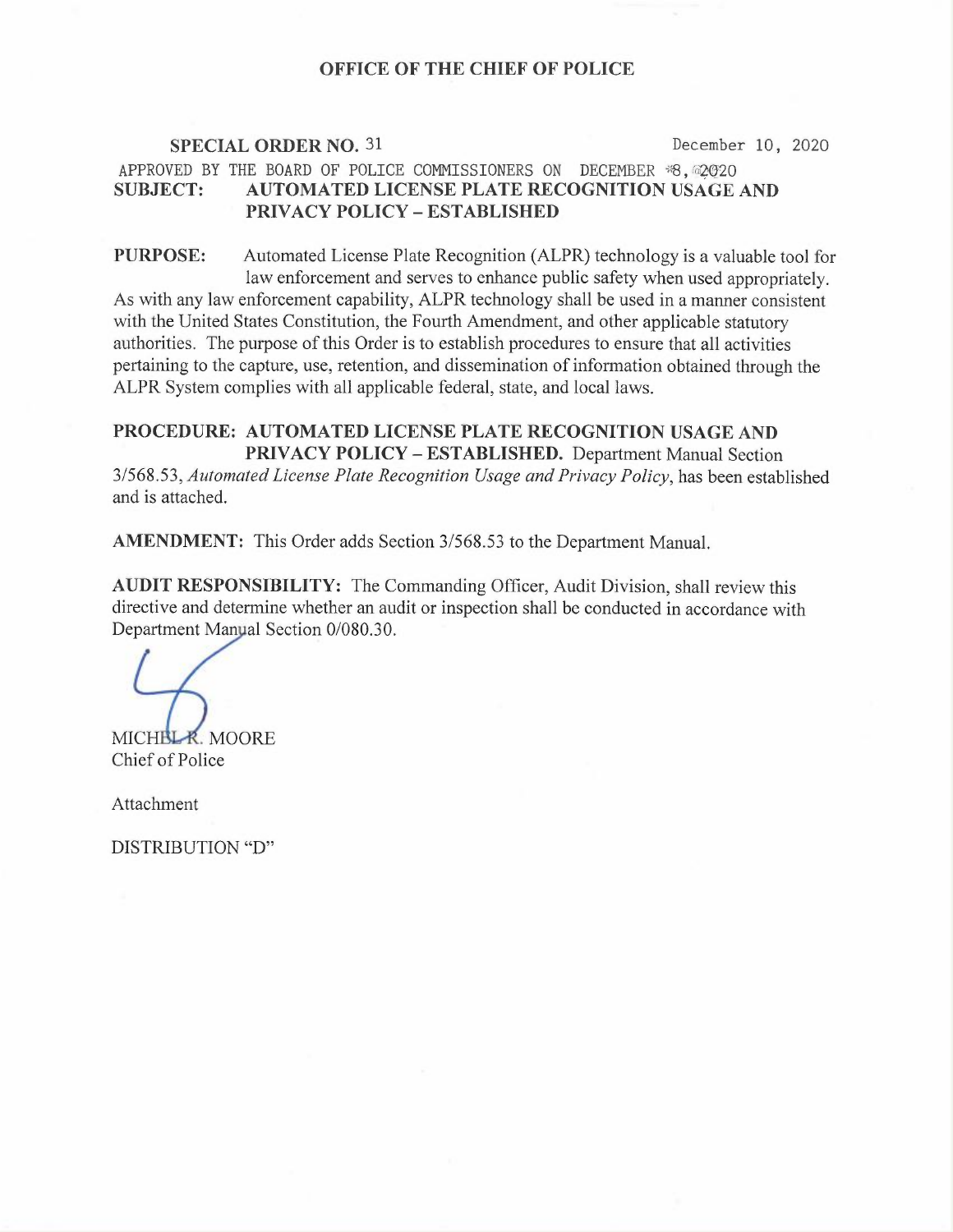# OFFICE OF THE CHIEF OF POLICE

**SPECIAL ORDER NO.** 31 December 10, 2020

APPROVED BY THE BOARD OF POLICE COMMISSIONERS ON DECEMBER 8, 2020

**SUBJECT: AUTOMATED LICENSE PLATE RECOGNITION USAGE AND PRIVACY POLICY – ESTABLISHED**

**PURPOSE:** Automated License Plate Recognition (ALPR) technology is a valuable tool for law enforcement and serves to enhance public safety when used appropriately. As with any law enforcement capability, ALPR technology shall be used in a manner consistent with the United States Constitution, the Fourth Amendment, and other applicable statutory authorities. The purpose of this Order is to establish procedures to ensure that all activities pertaining to the capture, use, retention, and dissemination of information obtained through the ALPR System complies with all applicable federal, state, and local laws.

**PROCEDURE: AUTOMATED LICENSE PLATE RECOGNITION USAGE AND PRIVACY POLICY – ESTABLISHED.** Department Manual Section 3/568.53, *Automated License Plate Recognition Usage and Privacy Policy*, has been established and is attached.

**AMENDMENT:** This Order adds Section 3/568.53 to the Department Manual.

**AUDIT RESPONSIBILITY:** The Commanding Officer, Audit Division, shall review this directive and determine whether an audit or inspection shall be conducted in accordance with Department Manual Section 0/080.30.

MICHEL R. MOORE
Chief of Police

Attachment

DISTRIBUTION "D"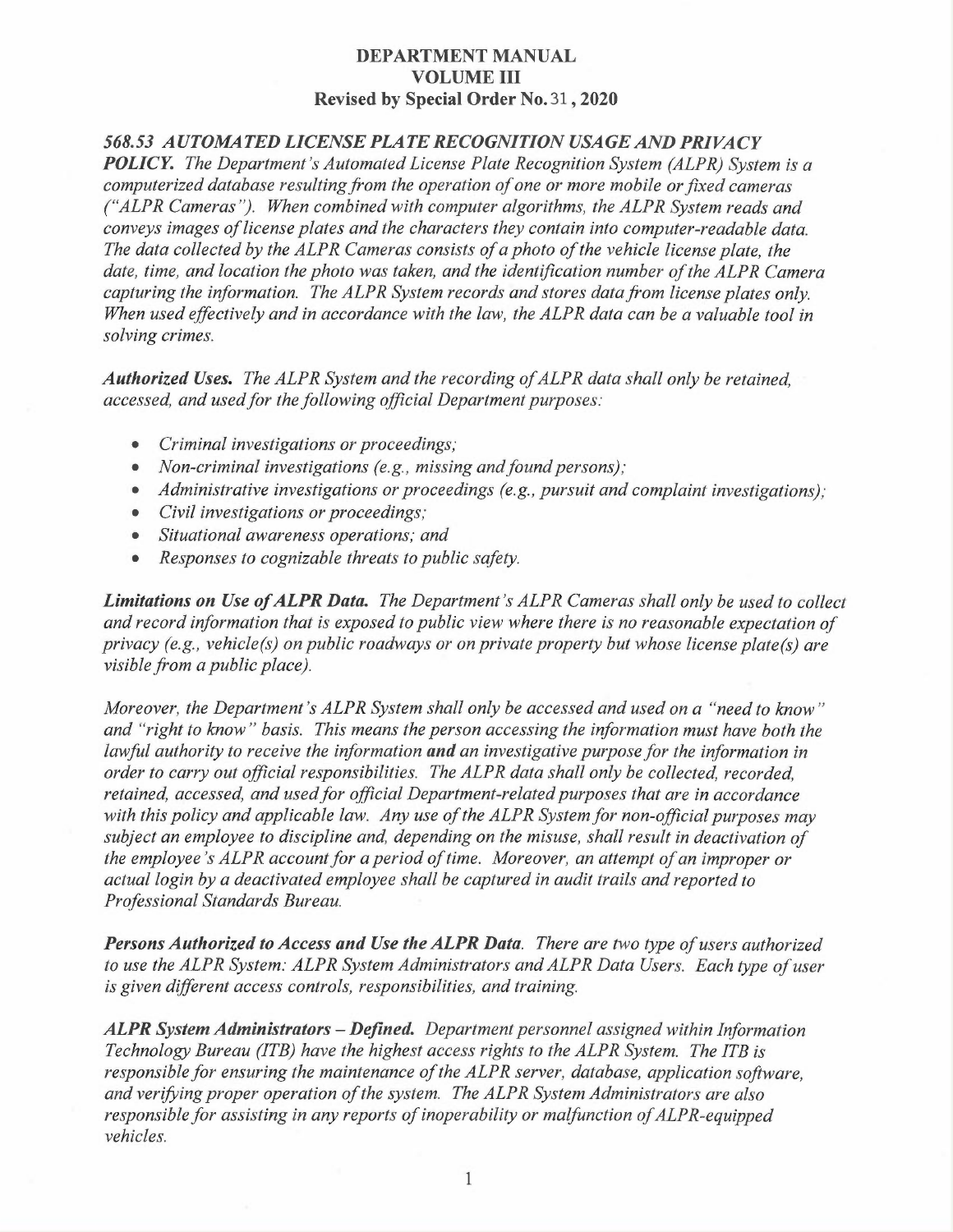**DEPARTMENT MANUAL**
**VOLUME III**
**Revised by Special Order No. 31, 2020**

***568.53 AUTOMATED LICENSE PLATE RECOGNITION USAGE AND PRIVACY POLICY.*** *The Department's Automated License Plate Recognition System (ALPR) System is a computerized database resulting from the operation of one or more mobile or fixed cameras ("ALPR Cameras"). When combined with computer algorithms, the ALPR System reads and conveys images of license plates and the characters they contain into computer-readable data. The data collected by the ALPR Cameras consists of a photo of the vehicle license plate, the date, time, and location the photo was taken, and the identification number of the ALPR Camera capturing the information. The ALPR System records and stores data from license plates only. When used effectively and in accordance with the law, the ALPR data can be a valuable tool in solving crimes.*

***Authorized Uses.*** *The ALPR System and the recording of ALPR data shall only be retained, accessed, and used for the following official Department purposes:*

- *Criminal investigations or proceedings;*
- *Non-criminal investigations (e.g., missing and found persons);*
- *Administrative investigations or proceedings (e.g., pursuit and complaint investigations);*
- *Civil investigations or proceedings;*
- *Situational awareness operations; and*
- *Responses to cognizable threats to public safety.*

***Limitations on Use of ALPR Data.*** *The Department's ALPR Cameras shall only be used to collect and record information that is exposed to public view where there is no reasonable expectation of privacy (e.g., vehicle(s) on public roadways or on private property but whose license plate(s) are visible from a public place).*

*Moreover, the Department's ALPR System shall only be accessed and used on a "need to know" and "right to know" basis. This means the person accessing the information must have both the lawful authority to receive the information* ***and*** *an investigative purpose for the information in order to carry out official responsibilities. The ALPR data shall only be collected, recorded, retained, accessed, and used for official Department-related purposes that are in accordance with this policy and applicable law. Any use of the ALPR System for non-official purposes may subject an employee to discipline and, depending on the misuse, shall result in deactivation of the employee's ALPR account for a period of time. Moreover, an attempt of an improper or actual login by a deactivated employee shall be captured in audit trails and reported to Professional Standards Bureau.*

***Persons Authorized to Access and Use the ALPR Data.*** *There are two type of users authorized to use the ALPR System: ALPR System Administrators and ALPR Data Users. Each type of user is given different access controls, responsibilities, and training.*

***ALPR System Administrators – Defined.*** *Department personnel assigned within Information Technology Bureau (ITB) have the highest access rights to the ALPR System. The ITB is responsible for ensuring the maintenance of the ALPR server, database, application software, and verifying proper operation of the system. The ALPR System Administrators are also responsible for assisting in any reports of inoperability or malfunction of ALPR-equipped vehicles.*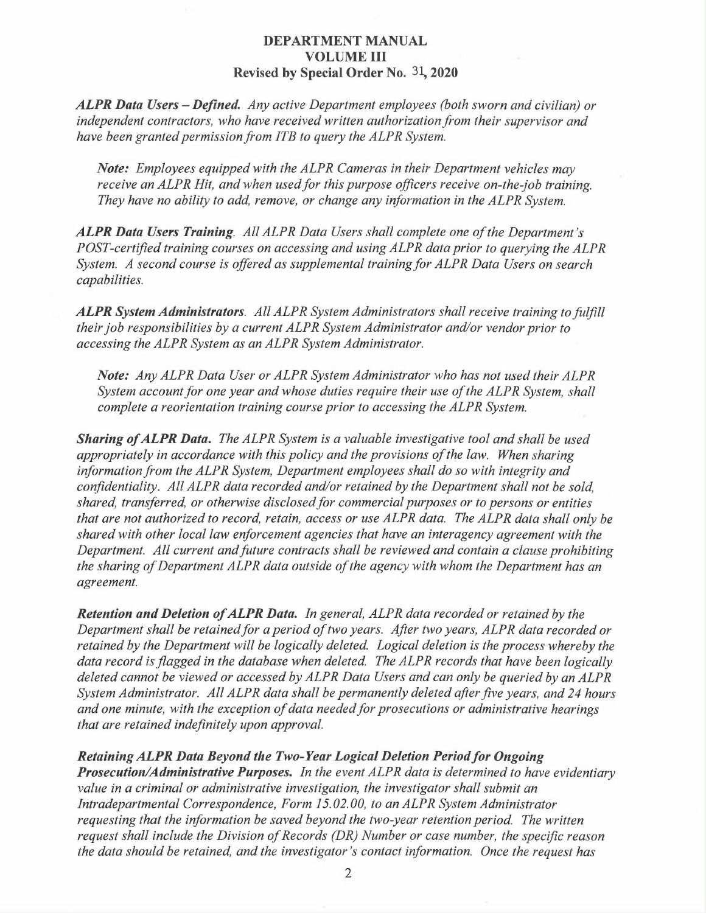**DEPARTMENT MANUAL**
**VOLUME III**
**Revised by Special Order No. 31, 2020**

***ALPR Data Users – Defined.*** *Any active Department employees (both sworn and civilian) or independent contractors, who have received written authorization from their supervisor and have been granted permission from ITB to query the ALPR System.*

> ***Note:*** *Employees equipped with the ALPR Cameras in their Department vehicles may receive an ALPR Hit, and when used for this purpose officers receive on-the-job training. They have no ability to add, remove, or change any information in the ALPR System.*

***ALPR Data Users Training.*** *All ALPR Data Users shall complete one of the Department's POST-certified training courses on accessing and using ALPR data prior to querying the ALPR System. A second course is offered as supplemental training for ALPR Data Users on search capabilities.*

***ALPR System Administrators.*** *All ALPR System Administrators shall receive training to fulfill their job responsibilities by a current ALPR System Administrator and/or vendor prior to accessing the ALPR System as an ALPR System Administrator.*

> ***Note:*** *Any ALPR Data User or ALPR System Administrator who has not used their ALPR System account for one year and whose duties require their use of the ALPR System, shall complete a reorientation training course prior to accessing the ALPR System.*

***Sharing of ALPR Data.*** *The ALPR System is a valuable investigative tool and shall be used appropriately in accordance with this policy and the provisions of the law. When sharing information from the ALPR System, Department employees shall do so with integrity and confidentiality. All ALPR data recorded and/or retained by the Department shall not be sold, shared, transferred, or otherwise disclosed for commercial purposes or to persons or entities that are not authorized to record, retain, access or use ALPR data. The ALPR data shall only be shared with other local law enforcement agencies that have an interagency agreement with the Department. All current and future contracts shall be reviewed and contain a clause prohibiting the sharing of Department ALPR data outside of the agency with whom the Department has an agreement.*

***Retention and Deletion of ALPR Data.*** *In general, ALPR data recorded or retained by the Department shall be retained for a period of two years. After two years, ALPR data recorded or retained by the Department will be logically deleted. Logical deletion is the process whereby the data record is flagged in the database when deleted. The ALPR records that have been logically deleted cannot be viewed or accessed by ALPR Data Users and can only be queried by an ALPR System Administrator. All ALPR data shall be permanently deleted after five years, and 24 hours and one minute, with the exception of data needed for prosecutions or administrative hearings that are retained indefinitely upon approval.*

***Retaining ALPR Data Beyond the Two-Year Logical Deletion Period for Ongoing Prosecution/Administrative Purposes.*** *In the event ALPR data is determined to have evidentiary value in a criminal or administrative investigation, the investigator shall submit an Intradepartmental Correspondence, Form 15.02.00, to an ALPR System Administrator requesting that the information be saved beyond the two-year retention period. The written request shall include the Division of Records (DR) Number or case number, the specific reason the data should be retained, and the investigator's contact information. Once the request has*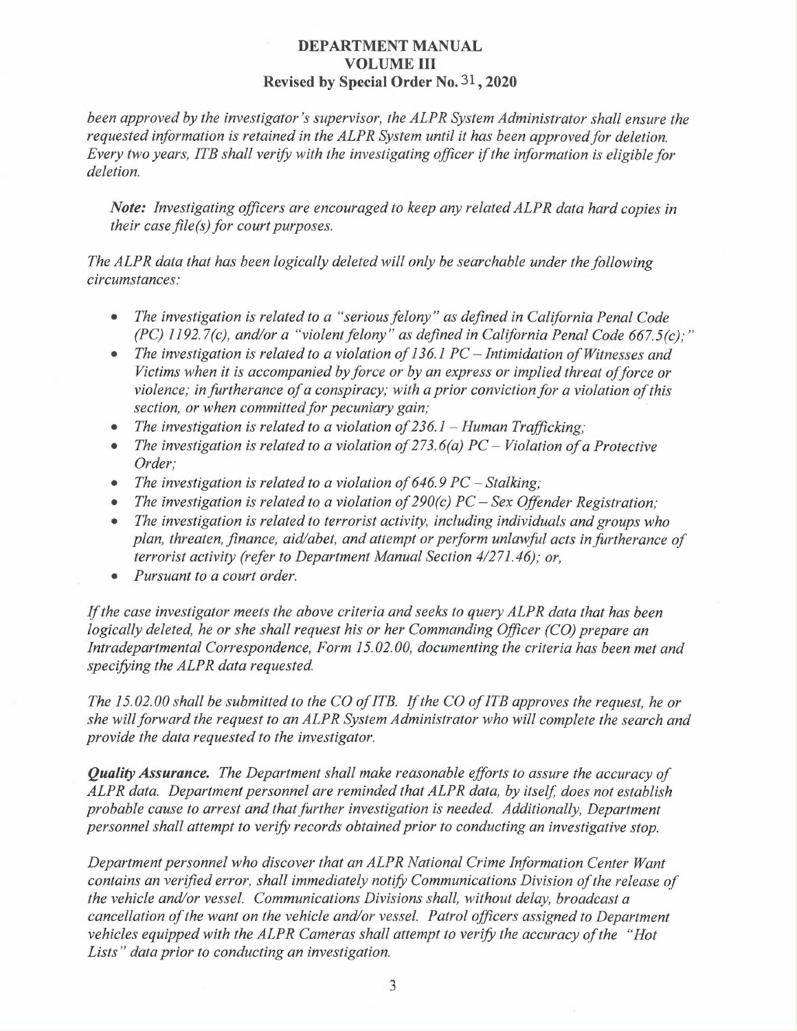*been approved by the investigator's supervisor, the ALPR System Administrator shall ensure the requested information is retained in the ALPR System until it has been approved for deletion. Every two years, ITB shall verify with the investigating officer if the information is eligible for deletion.*

> ***Note:*** *Investigating officers are encouraged to keep any related ALPR data hard copies in their case file(s) for court purposes.*

*The ALPR data that has been logically deleted will only be searchable under the following circumstances:*

- *The investigation is related to a "serious felony" as defined in California Penal Code (PC) 1192.7(c), and/or a "violent felony" as defined in California Penal Code 667.5(c);"*
- *The investigation is related to a violation of 136.1 PC – Intimidation of Witnesses and Victims when it is accompanied by force or by an express or implied threat of force or violence; in furtherance of a conspiracy; with a prior conviction for a violation of this section, or when committed for pecuniary gain;*
- *The investigation is related to a violation of 236.1 – Human Trafficking;*
- *The investigation is related to a violation of 273.6(a) PC – Violation of a Protective Order;*
- *The investigation is related to a violation of 646.9 PC – Stalking;*
- *The investigation is related to a violation of 290(c) PC – Sex Offender Registration;*
- *The investigation is related to terrorist activity, including individuals and groups who plan, threaten, finance, aid/abet, and attempt or perform unlawful acts in furtherance of terrorist activity (refer to Department Manual Section 4/271.46); or,*
- *Pursuant to a court order.*

*If the case investigator meets the above criteria and seeks to query ALPR data that has been logically deleted, he or she shall request his or her Commanding Officer (CO) prepare an Intradepartmental Correspondence, Form 15.02.00, documenting the criteria has been met and specifying the ALPR data requested.*

*The 15.02.00 shall be submitted to the CO of ITB. If the CO of ITB approves the request, he or she will forward the request to an ALPR System Administrator who will complete the search and provide the data requested to the investigator.*

***Quality Assurance.*** *The Department shall make reasonable efforts to assure the accuracy of ALPR data. Department personnel are reminded that ALPR data, by itself, does not establish probable cause to arrest and that further investigation is needed. Additionally, Department personnel shall attempt to verify records obtained prior to conducting an investigative stop.*

*Department personnel who discover that an ALPR National Crime Information Center Want contains an verified error, shall immediately notify Communications Division of the release of the vehicle and/or vessel. Communications Divisions shall, without delay, broadcast a cancellation of the want on the vehicle and/or vessel. Patrol officers assigned to Department vehicles equipped with the ALPR Cameras shall attempt to verify the accuracy of the "Hot Lists" data prior to conducting an investigation.*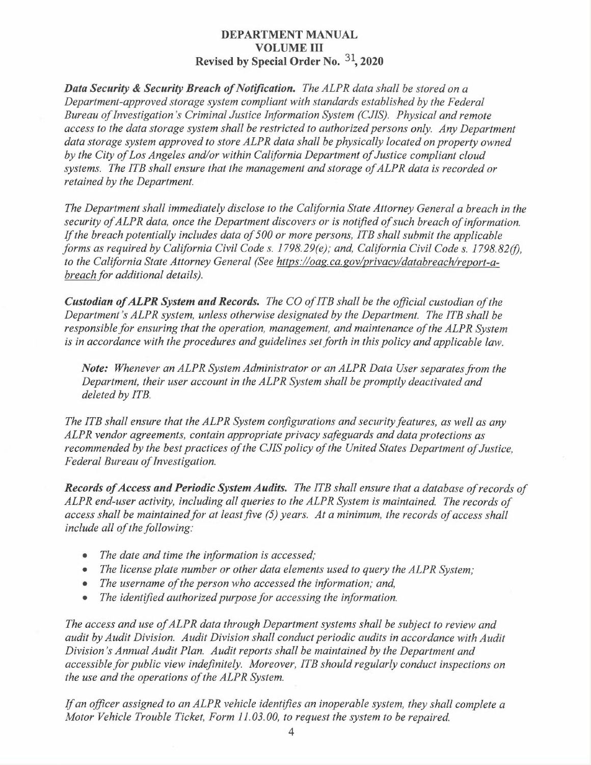**DEPARTMENT MANUAL**
**VOLUME III**
**Revised by Special Order No. 31, 2020**

***Data Security & Security Breach of Notification.*** *The ALPR data shall be stored on a Department-approved storage system compliant with standards established by the Federal Bureau of Investigation's Criminal Justice Information System (CJIS). Physical and remote access to the data storage system shall be restricted to authorized persons only. Any Department data storage system approved to store ALPR data shall be physically located on property owned by the City of Los Angeles and/or within California Department of Justice compliant cloud systems. The ITB shall ensure that the management and storage of ALPR data is recorded or retained by the Department.*

*The Department shall immediately disclose to the California State Attorney General a breach in the security of ALPR data, once the Department discovers or is notified of such breach of information. If the breach potentially includes data of 500 or more persons, ITB shall submit the applicable forms as required by California Civil Code s. 1798.29(e); and, California Civil Code s. 1798.82(f), to the California State Attorney General (See https://oag.ca.gov/privacy/databreach/report-a-breach for additional details).*

***Custodian of ALPR System and Records.*** *The CO of ITB shall be the official custodian of the Department's ALPR system, unless otherwise designated by the Department. The ITB shall be responsible for ensuring that the operation, management, and maintenance of the ALPR System is in accordance with the procedures and guidelines set forth in this policy and applicable law.*

> ***Note:*** *Whenever an ALPR System Administrator or an ALPR Data User separates from the Department, their user account in the ALPR System shall be promptly deactivated and deleted by ITB.*

*The ITB shall ensure that the ALPR System configurations and security features, as well as any ALPR vendor agreements, contain appropriate privacy safeguards and data protections as recommended by the best practices of the CJIS policy of the United States Department of Justice, Federal Bureau of Investigation.*

***Records of Access and Periodic System Audits.*** *The ITB shall ensure that a database of records of ALPR end-user activity, including all queries to the ALPR System is maintained. The records of access shall be maintained for at least five (5) years. At a minimum, the records of access shall include all of the following:*

- *The date and time the information is accessed;*
- *The license plate number or other data elements used to query the ALPR System;*
- *The username of the person who accessed the information; and,*
- *The identified authorized purpose for accessing the information.*

*The access and use of ALPR data through Department systems shall be subject to review and audit by Audit Division. Audit Division shall conduct periodic audits in accordance with Audit Division's Annual Audit Plan. Audit reports shall be maintained by the Department and accessible for public view indefinitely. Moreover, ITB should regularly conduct inspections on the use and the operations of the ALPR System.*

*If an officer assigned to an ALPR vehicle identifies an inoperable system, they shall complete a Motor Vehicle Trouble Ticket, Form 11.03.00, to request the system to be repaired.*